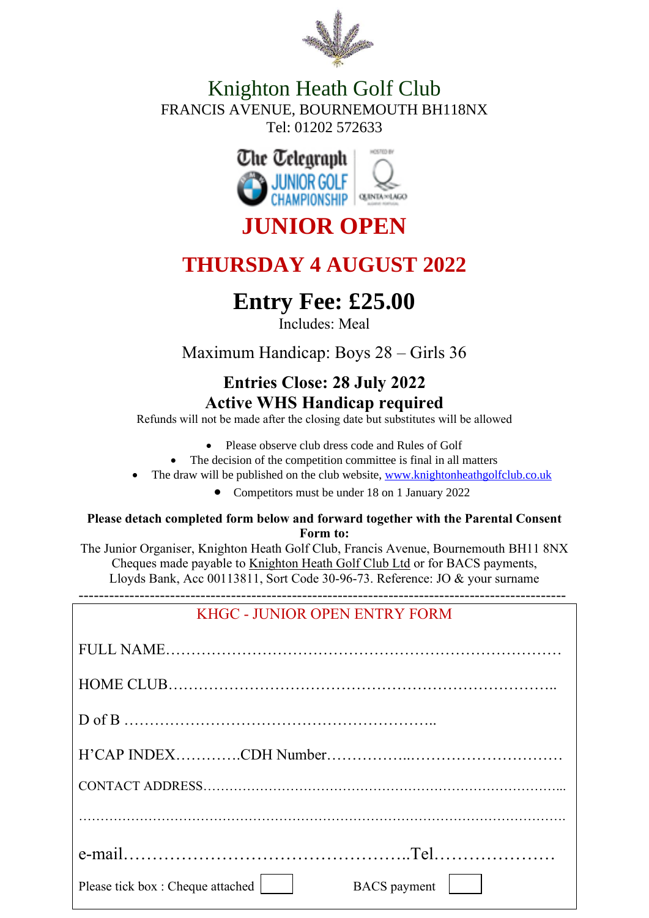# Knighton Heath Golf Club

FRANCIS AVENUE, BOURNEMOUTH BH118NX

Tel: 01202 572633

The Telegraph JUNIOR GOLF CHAMPIONSHIP

# JUNIOR OPEN

## THURSDAY 4 AUGUST 2022

# Entry Fee: £25.00

Includes: Meal

Maximum Handicap: Boys 28 – Girls 36

**Entries Close: 28 July 2022**

**Active WHS Handicap required**

Refunds will not be made after the closing date but substitutes will be allowed

- Please observe club dress code and Rules of Golf
- The decision of the competition committee is final in all matters
- The draw will be published on the club website, www.knightonheathgolfclub.co.uk
- Competitors must be under 18 on 1 January 2022

**Please detach completed form below and forward together with the Parental Consent Form to:**

The Junior Organiser, Knighton Heath Golf Club, Francis Avenue, Bournemouth BH11 8NX
Cheques made payable to Knighton Heath Golf Club Ltd or for BACS payments, Lloyds Bank, Acc 00113811, Sort Code 30-96-73. Reference: JO & your surname

---

## KHGC - JUNIOR OPEN ENTRY FORM

FULL NAME…………………………………………………………………

HOME CLUB……………………………………………………………….

D of B …………………………………………………..

H'CAP INDEX………….CDH Number……………..………………………

CONTACT ADDRESS……………………………………………………………………

…………………………………………………………………………………………

e-mail…………………………………………..Tel…………………

Please tick box : Cheque attached ☐ BACS payment ☐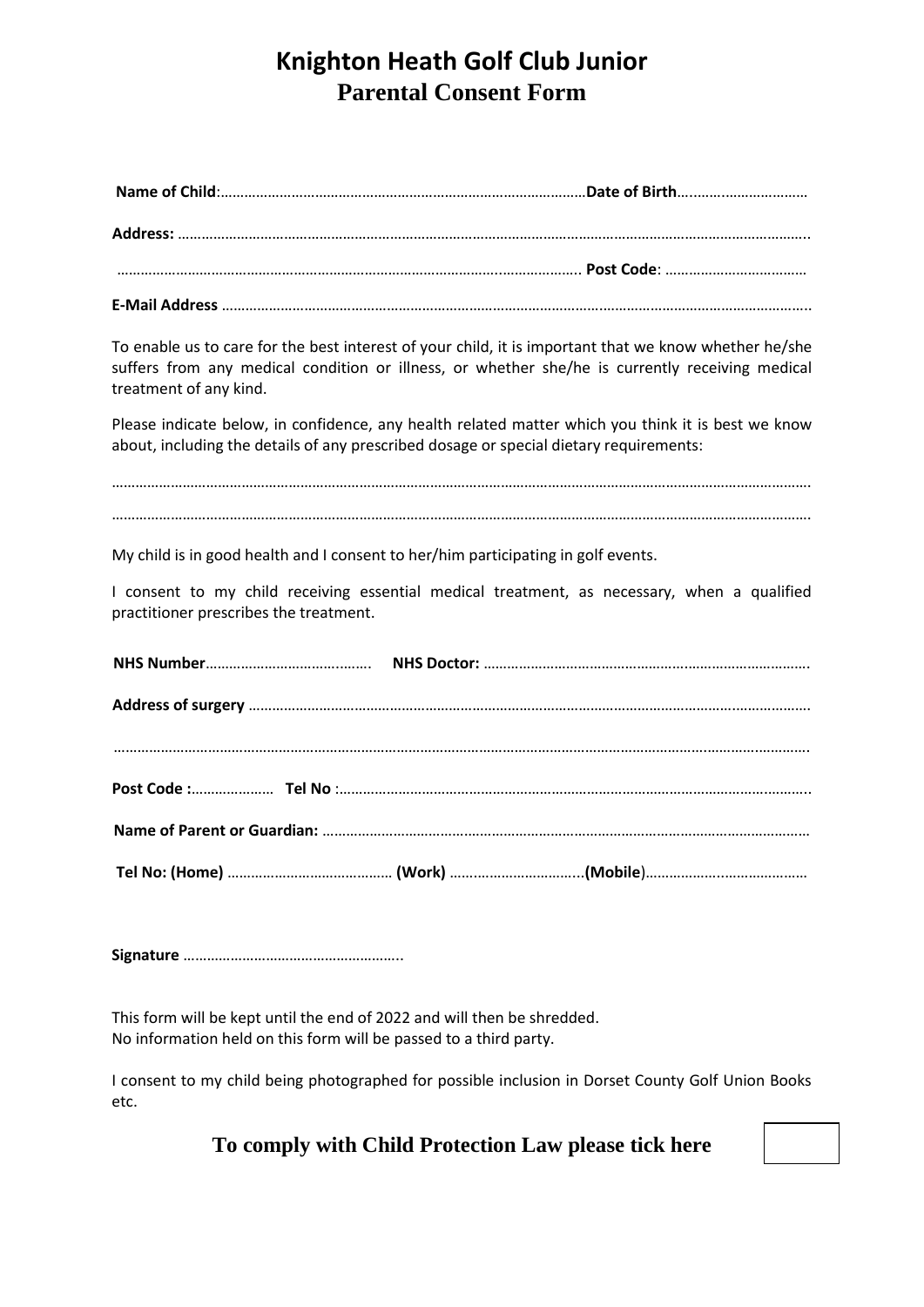# Knighton Heath Golf Club Junior
## Parental Consent Form

**Name of Child**:…………………………………………………………………………………**Date of Birth**….………..…………………

**Address:** …………………………………………………………………………………………………………………………………………..

………………………………………………………………………………………...…………………. **Post Code**: ………………………………

**E-Mail Address** ………………………………………………………………………………………………………………………………..

To enable us to care for the best interest of your child, it is important that we know whether he/she suffers from any medical condition or illness, or whether she/he is currently receiving medical treatment of any kind.

Please indicate below, in confidence, any health related matter which you think it is best we know about, including the details of any prescribed dosage or special dietary requirements:

……………………………………………………………………………………………………………………………………………………….

……………………………………………………………………………………………………………………………………………………….

My child is in good health and I consent to her/him participating in golf events.

I consent to my child receiving essential medical treatment, as necessary, when a qualified practitioner prescribes the treatment.

**NHS Number**…………………………….……. **NHS Doctor:** ……………………………………………………………………….

**Address of surgery** ……………………………………………………………………………………………………………………….

……………………………………………………………………………………………………………………………………………………….

**Post Code :**………………… **Tel No** :……………………………………………………………………………………………………..

**Name of Parent or Guardian:** ………………………………………………………………………………………………………

**Tel No: (Home)** …………………………………… **(Work)** ……………………………...**(Mobile**)…………………..………………

**Signature** ………………………………………………..

This form will be kept until the end of 2022 and will then be shredded.
No information held on this form will be passed to a third party.

I consent to my child being photographed for possible inclusion in Dorset County Golf Union Books etc.

**To comply with Child Protection Law please tick here** ☐